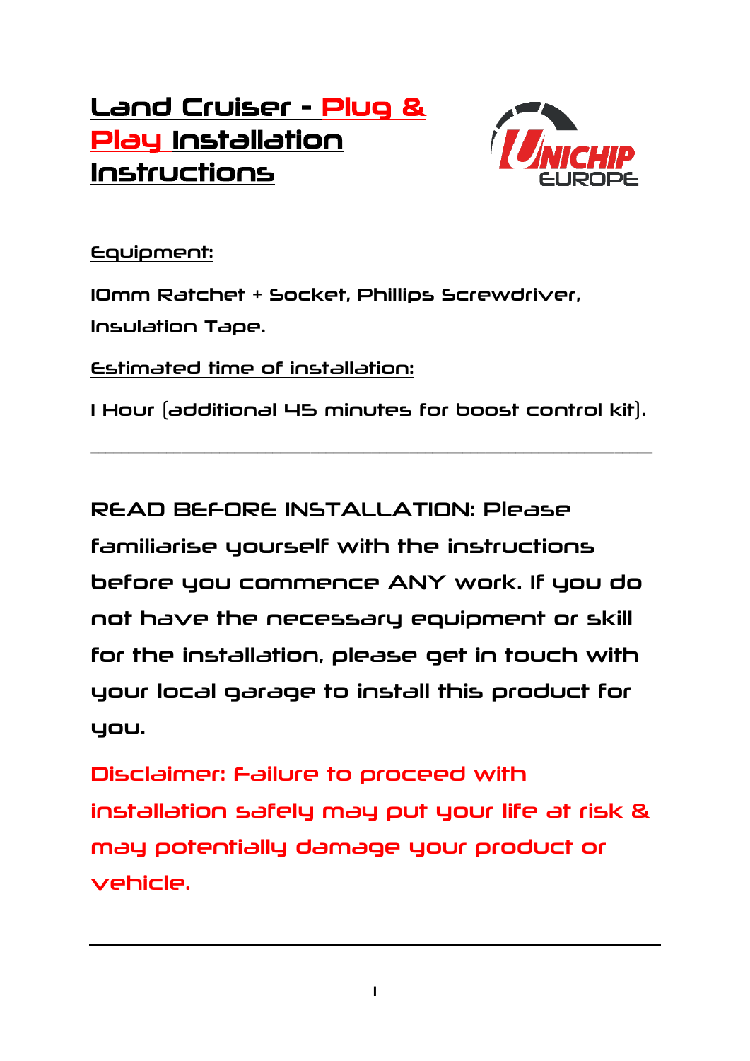# Land Cruiser - Plug & Play Installation Instructions

**Equipment:**

10mm Ratchet + Socket, Phillips Screwdriver, Insulation Tape.

**Estimated time of installation:**

1 Hour (additional 45 minutes for boost control kit).

---

READ BEFORE INSTALLATION: Please familiarise yourself with the instructions before you commence ANY work. If you do not have the necessary equipment or skill for the installation, please get in touch with your local garage to install this product for you.

Disclaimer: Failure to proceed with installation safely may put your life at risk & may potentially damage your product or vehicle.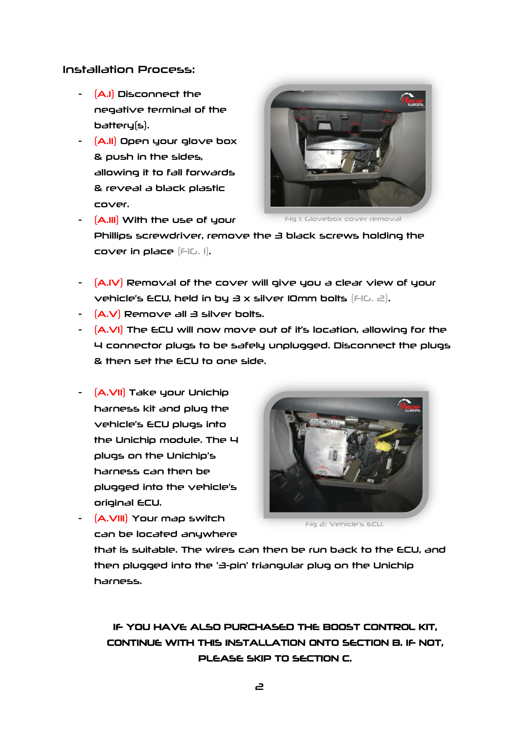## Installation Process:

- [A.I] Disconnect the negative terminal of the battery(s).
- [A.II] Open your glove box & push in the sides, allowing it to fall forwards & reveal a black plastic cover.
- [A.III] With the use of your Phillips screwdriver, remove the 3 black screws holding the cover in place [FIG. 1].

Fig 1: Glovebox cover removal

- [A.IV] Removal of the cover will give you a clear view of your vehicle's ECU, held in by 3 x silver 10mm bolts [FIG. 2].
- [A.V] Remove all 3 silver bolts.
- [A.VI] The ECU will now move out of it's location, allowing for the 4 connector plugs to be safely unplugged. Disconnect the plugs & then set the ECU to one side.

- [A.VII] Take your Unichip harness kit and plug the vehicle's ECU plugs into the Unichip module. The 4 plugs on the Unichip's harness can then be plugged into the vehicle's original ECU.
- [A.VIII] Your map switch can be located anywhere that is suitable. The wires can then be run back to the ECU, and then plugged into the '3-pin' triangular plug on the Unichip harness.

Fig 2: Vehicle's ECU.

**IF YOU HAVE ALSO PURCHASED THE BOOST CONTROL KIT, CONTINUE WITH THIS INSTALLATION ONTO SECTION B. IF NOT, PLEASE SKIP TO SECTION C.**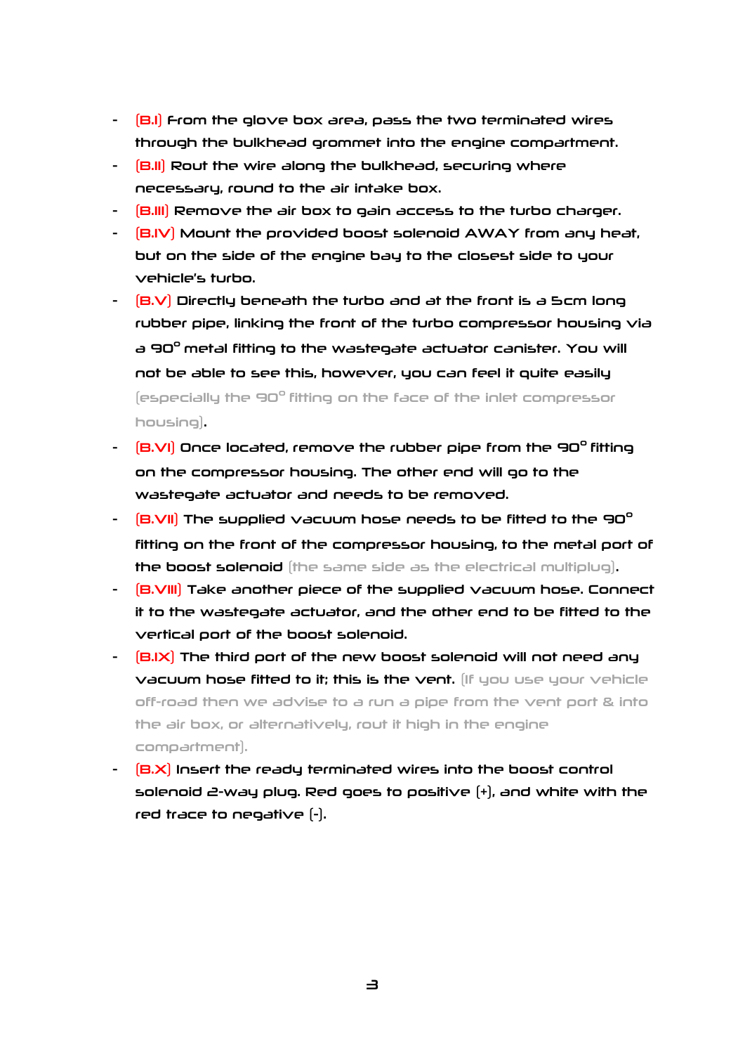- (B.I) From the glove box area, pass the two terminated wires through the bulkhead grommet into the engine compartment.
- (B.II) Rout the wire along the bulkhead, securing where necessary, round to the air intake box.
- (B.III) Remove the air box to gain access to the turbo charger.
- (B.IV) Mount the provided boost solenoid AWAY from any heat, but on the side of the engine bay to the closest side to your vehicle's turbo.
- (B.V) Directly beneath the turbo and at the front is a 5cm long rubber pipe, linking the front of the turbo compressor housing via a 90° metal fitting to the wastegate actuator canister. You will not be able to see this, however, you can feel it quite easily (especially the 90° fitting on the face of the inlet compressor housing).
- (B.VI) Once located, remove the rubber pipe from the 90° fitting on the compressor housing. The other end will go to the wastegate actuator and needs to be removed.
- (B.VII) The supplied vacuum hose needs to be fitted to the 90° fitting on the front of the compressor housing, to the metal port of the boost solenoid (the same side as the electrical multiplug).
- (B.VIII) Take another piece of the supplied vacuum hose. Connect it to the wastegate actuator, and the other end to be fitted to the vertical port of the boost solenoid.
- (B.IX) The third port of the new boost solenoid will not need any vacuum hose fitted to it; this is the vent. (If you use your vehicle off-road then we advise to a run a pipe from the vent port & into the air box, or alternatively, rout it high in the engine compartment).
- (B.X) Insert the ready terminated wires into the boost control solenoid 2-way plug. Red goes to positive (+), and white with the red trace to negative (-).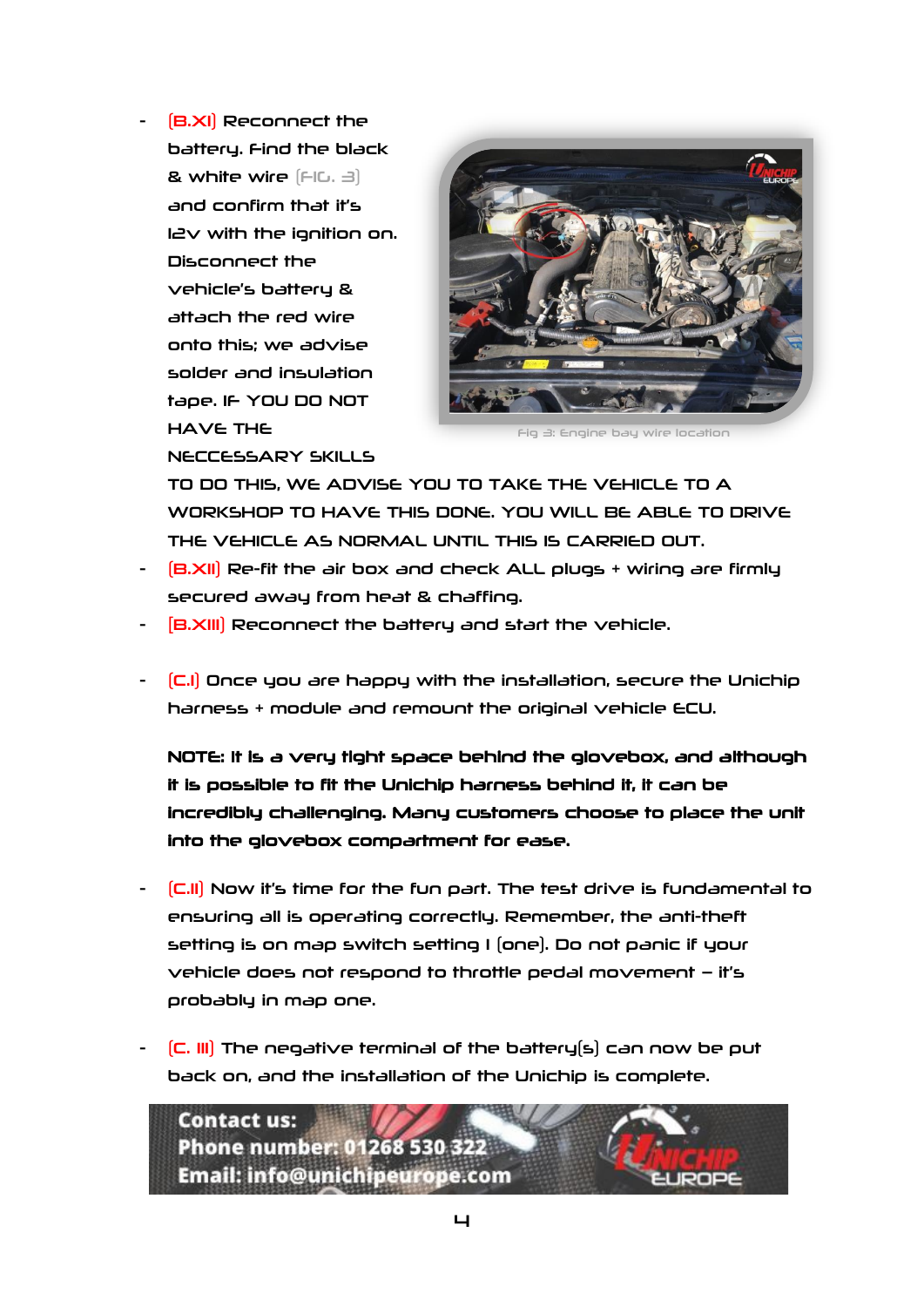- **(B.XI)** Reconnect the battery. Find the black & white wire (FIG. 3) and confirm that it's 12v with the ignition on. Disconnect the vehicle's battery & attach the red wire onto this; we advise solder and insulation tape. IF YOU DO NOT HAVE THE NECCESSARY SKILLS TO DO THIS, WE ADVISE YOU TO TAKE THE VEHICLE TO A WORKSHOP TO HAVE THIS DONE. YOU WILL BE ABLE TO DRIVE THE VEHICLE AS NORMAL UNTIL THIS IS CARRIED OUT.

Fig 3: Engine bay wire location

- **(B.XII)** Re-fit the air box and check ALL plugs + wiring are firmly secured away from heat & chaffing.
- **(B.XIII)** Reconnect the battery and start the vehicle.

- **(C.I)** Once you are happy with the installation, secure the Unichip harness + module and remount the original vehicle ECU.

**NOTE: It is a very tight space behind the glovebox, and although it is possible to fit the Unichip harness behind it, it can be incredibly challenging. Many customers choose to place the unit into the glovebox compartment for ease.**

- **(C.II)** Now it's time for the fun part. The test drive is fundamental to ensuring all is operating correctly. Remember, the anti-theft setting is on map switch setting I (one). Do not panic if your vehicle does not respond to throttle pedal movement – it's probably in map one.

- **(C. III)** The negative terminal of the battery(s) can now be put back on, and the installation of the Unichip is complete.

**Contact us:**
**Phone number: 01268 530 322**
**Email: info@unichipeurope.com**